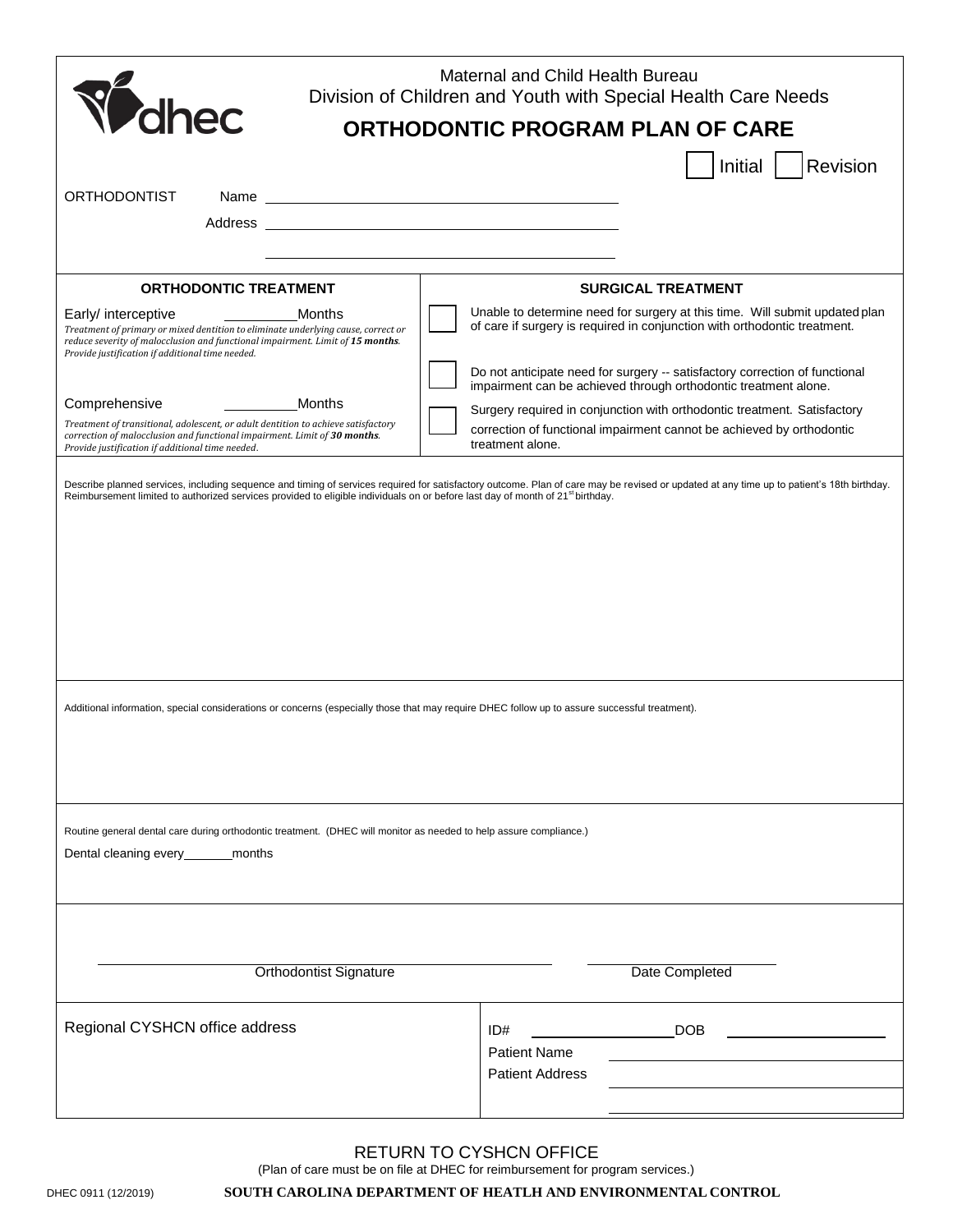dhec

Maternal and Child Health Bureau
Division of Children and Youth with Special Health Care Needs

# ORTHODONTIC PROGRAM PLAN OF CARE

☐ Initial ☐ Revision

ORTHODONTIST Name ______________________________

Address ______________________________

______________________________

| ORTHODONTIC TREATMENT | SURGICAL TREATMENT |
|---|---|
| Early/ interceptive ________ Months<br>*Treatment of primary or mixed dentition to eliminate underlying cause, correct or reduce severity of malocclusion and functional impairment. Limit of **15 months**. Provide justification if additional time needed.* | ☐ Unable to determine need for surgery at this time. Will submit updated plan of care if surgery is required in conjunction with orthodontic treatment.<br><br>☐ Do not anticipate need for surgery -- satisfactory correction of functional impairment can be achieved through orthodontic treatment alone. |
| Comprehensive ________ Months<br>*Treatment of transitional, adolescent, or adult dentition to achieve satisfactory correction of malocclusion and functional impairment. Limit of **30 months**. Provide justification if additional time needed.* | ☐ Surgery required in conjunction with orthodontic treatment. Satisfactory correction of functional impairment cannot be achieved by orthodontic treatment alone. |

Describe planned services, including sequence and timing of services required for satisfactory outcome. Plan of care may be revised or updated at any time up to patient's 18th birthday. Reimbursement limited to authorized services provided to eligible individuals on or before last day of month of 21st birthday.

Additional information, special considerations or concerns (especially those that may require DHEC follow up to assure successful treatment).

Routine general dental care during orthodontic treatment. (DHEC will monitor as needed to help assure compliance.)

Dental cleaning every ______ months

______________________________ Orthodontist Signature

______________________________ Date Completed

Regional CYSHCN office address

ID# ______________ DOB ______________

Patient Name ______________________________

Patient Address ______________________________

______________________________

RETURN TO CYSHCN OFFICE

(Plan of care must be on file at DHEC for reimbursement for program services.)

DHEC 0911 (12/2019) **SOUTH CAROLINA DEPARTMENT OF HEATLH AND ENVIRONMENTAL CONTROL**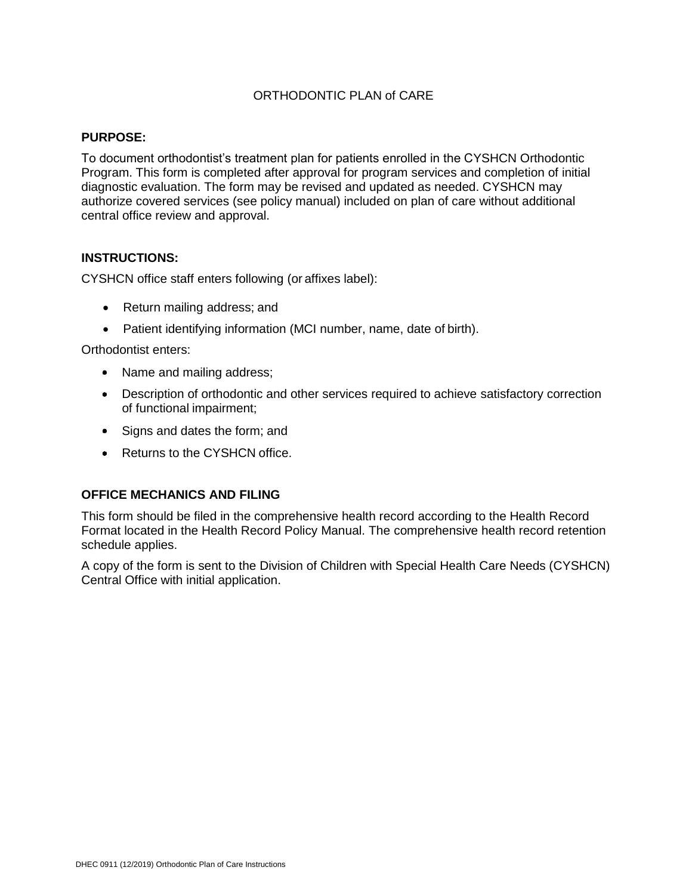# ORTHODONTIC PLAN of CARE

## PURPOSE:

To document orthodontist's treatment plan for patients enrolled in the CYSHCN Orthodontic Program. This form is completed after approval for program services and completion of initial diagnostic evaluation. The form may be revised and updated as needed. CYSHCN may authorize covered services (see policy manual) included on plan of care without additional central office review and approval.

## INSTRUCTIONS:

CYSHCN office staff enters following (or affixes label):

- Return mailing address; and
- Patient identifying information (MCI number, name, date of birth).

Orthodontist enters:

- Name and mailing address;
- Description of orthodontic and other services required to achieve satisfactory correction of functional impairment;
- Signs and dates the form; and
- Returns to the CYSHCN office.

## OFFICE MECHANICS AND FILING

This form should be filed in the comprehensive health record according to the Health Record Format located in the Health Record Policy Manual. The comprehensive health record retention schedule applies.

A copy of the form is sent to the Division of Children with Special Health Care Needs (CYSHCN) Central Office with initial application.

DHEC 0911 (12/2019) Orthodontic Plan of Care Instructions